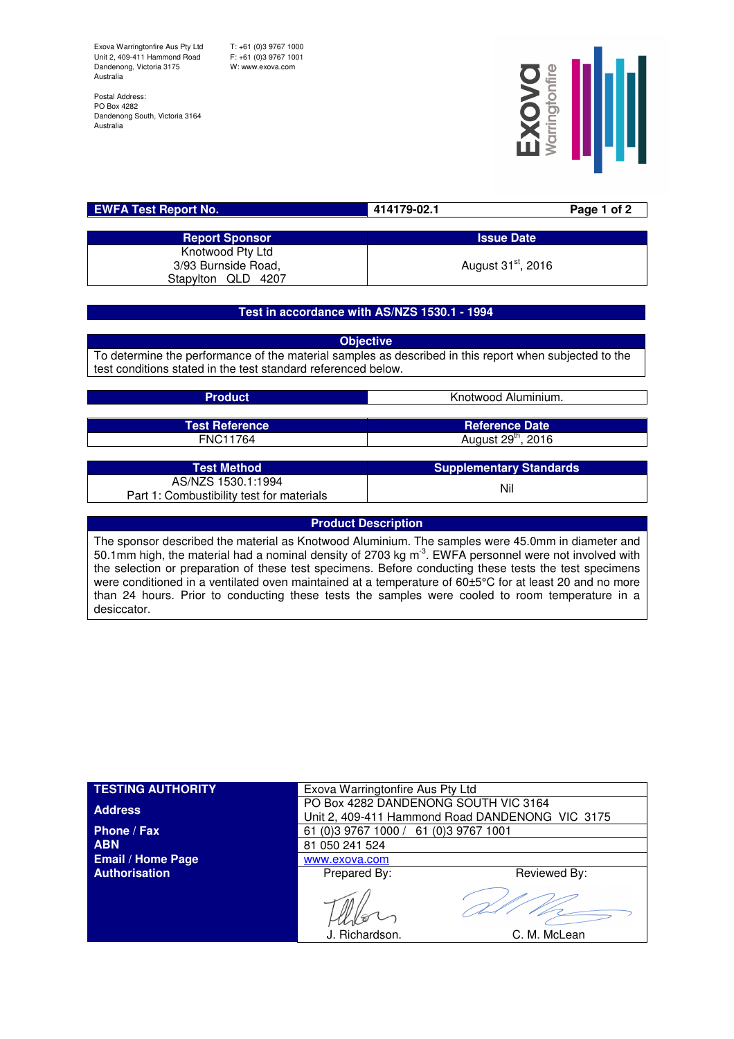Exova Warringtonfire Aus Pty Ltd
Unit 2, 409-411 Hammond Road
Dandenong, Victoria 3175
Australia

T: +61 (0)3 9767 1000
F: +61 (0)3 9767 1001
W: www.exova.com

Postal Address:
PO Box 4282
Dandenong South, Victoria 3164
Australia

| EWFA Test Report No. | 414179-02.1 |
|---|---|

| Report Sponsor | Issue Date |
|---|---|
| Knotwood Pty Ltd<br>3/93 Burnside Road,<br>Stapylton QLD 4207 | August 31st, 2016 |

## Test in accordance with AS/NZS 1530.1 - 1994

**Objective**

To determine the performance of the material samples as described in this report when subjected to the test conditions stated in the test standard referenced below.

| Product | Knotwood Aluminium. |
|---|---|

| Test Reference | Reference Date |
|---|---|
| FNC11764 | August 29th, 2016 |

| Test Method | Supplementary Standards |
|---|---|
| AS/NZS 1530.1:1994<br>Part 1: Combustibility test for materials | Nil |

**Product Description**

The sponsor described the material as Knotwood Aluminium. The samples were 45.0mm in diameter and 50.1mm high, the material had a nominal density of 2703 kg m$^{-3}$. EWFA personnel were not involved with the selection or preparation of these test specimens. Before conducting these tests the test specimens were conditioned in a ventilated oven maintained at a temperature of 60±5°C for at least 20 and no more than 24 hours. Prior to conducting these tests the samples were cooled to room temperature in a desiccator.

| TESTING AUTHORITY | Exova Warringtonfire Aus Pty Ltd | |
|---|---|---|
| Address | PO Box 4282 DANDENONG SOUTH VIC 3164<br>Unit 2, 409-411 Hammond Road DANDENONG VIC 3175 | |
| Phone / Fax | 61 (0)3 9767 1000 / 61 (0)3 9767 1001 | |
| ABN | 81 050 241 524 | |
| Email / Home Page | www.exova.com | |
| Authorisation | Prepared By:<br>J. Richardson. | Reviewed By:<br>C. M. McLean |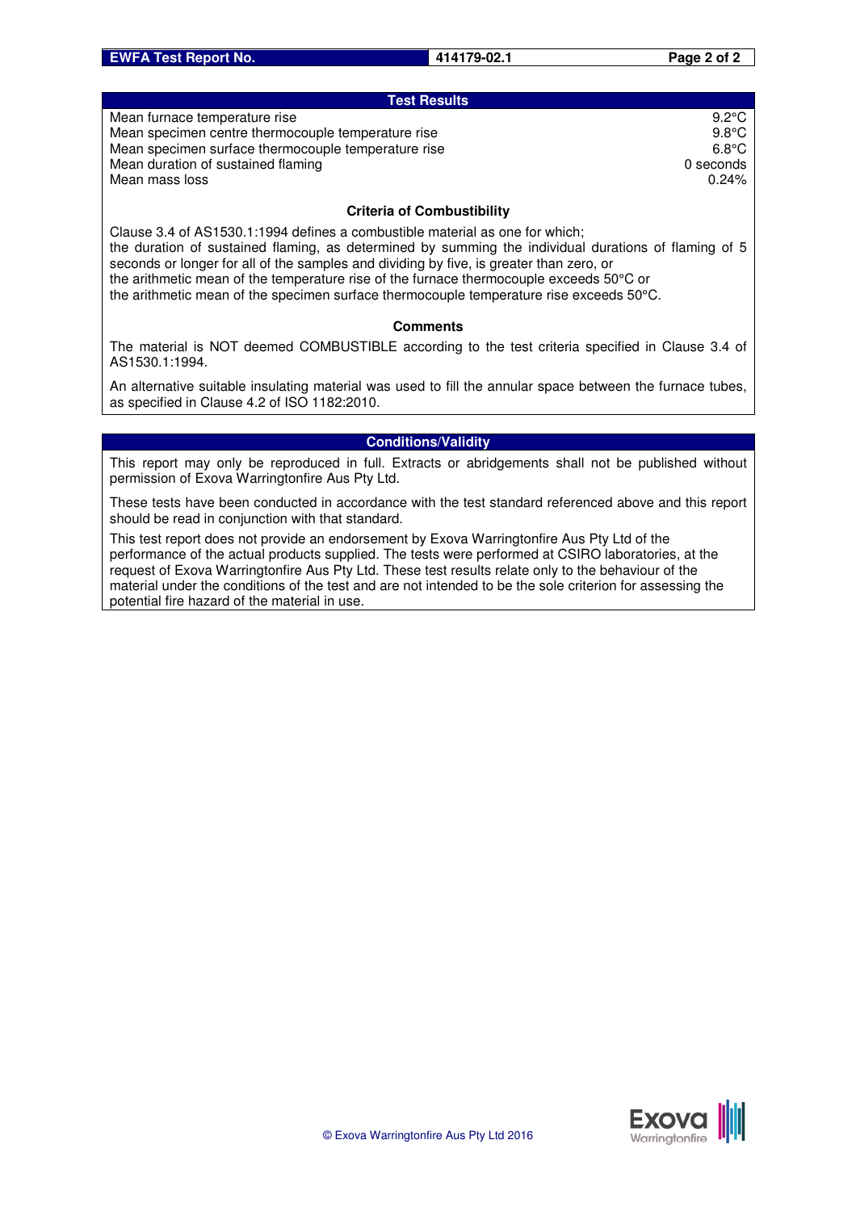## Test Results

| | |
|---|---|
| Mean furnace temperature rise | 9.2°C |
| Mean specimen centre thermocouple temperature rise | 9.8°C |
| Mean specimen surface thermocouple temperature rise | 6.8°C |
| Mean duration of sustained flaming | 0 seconds |
| Mean mass loss | 0.24% |

### Criteria of Combustibility

Clause 3.4 of AS1530.1:1994 defines a combustible material as one for which;
the duration of sustained flaming, as determined by summing the individual durations of flaming of 5 seconds or longer for all of the samples and dividing by five, is greater than zero, or
the arithmetic mean of the temperature rise of the furnace thermocouple exceeds 50°C or
the arithmetic mean of the specimen surface thermocouple temperature rise exceeds 50°C.

### Comments

The material is NOT deemed COMBUSTIBLE according to the test criteria specified in Clause 3.4 of AS1530.1:1994.

An alternative suitable insulating material was used to fill the annular space between the furnace tubes, as specified in Clause 4.2 of ISO 1182:2010.

## Conditions/Validity

This report may only be reproduced in full. Extracts or abridgements shall not be published without permission of Exova Warringtonfire Aus Pty Ltd.

These tests have been conducted in accordance with the test standard referenced above and this report should be read in conjunction with that standard.

This test report does not provide an endorsement by Exova Warringtonfire Aus Pty Ltd of the performance of the actual products supplied. The tests were performed at CSIRO laboratories, at the request of Exova Warringtonfire Aus Pty Ltd. These test results relate only to the behaviour of the material under the conditions of the test and are not intended to be the sole criterion for assessing the potential fire hazard of the material in use.